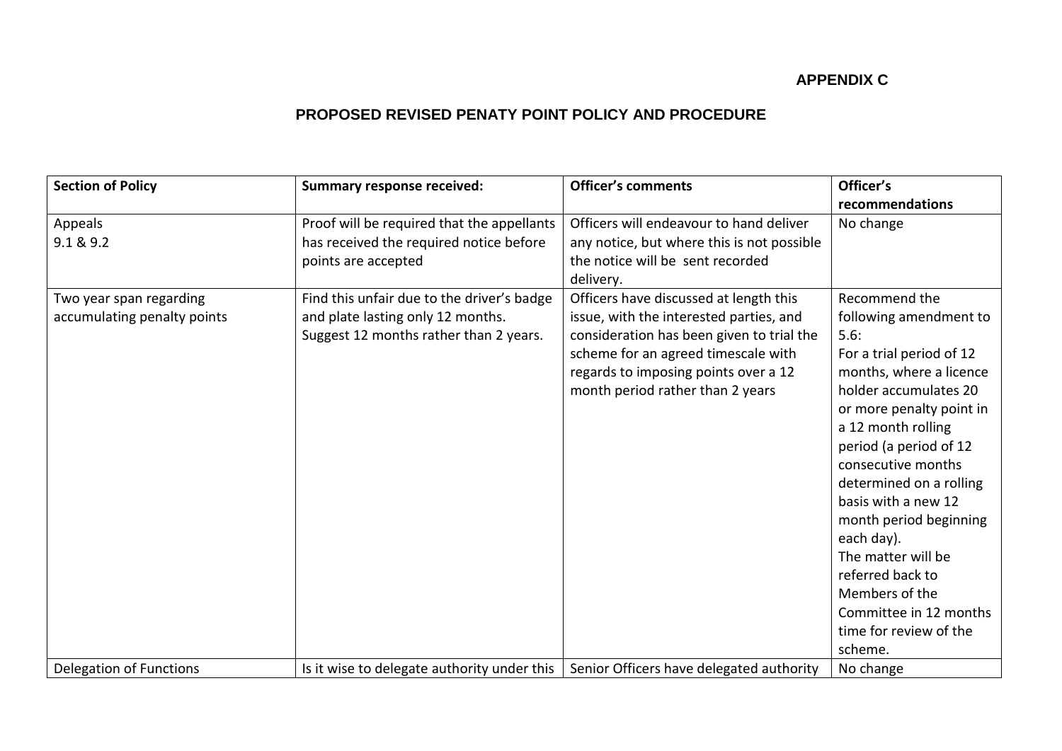**APPENDIX C**

**PROPOSED REVISED PENATY POINT POLICY AND PROCEDURE**

| **Section of Policy** | **Summary response received:** | **Officer's comments** | **Officer's recommendations** |
|---|---|---|---|
| Appeals<br>9.1 & 9.2 | Proof will be required that the appellants has received the required notice before points are accepted | Officers will endeavour to hand deliver any notice, but where this is not possible the notice will be sent recorded delivery. | No change |
| Two year span regarding accumulating penalty points | Find this unfair due to the driver's badge and plate lasting only 12 months. Suggest 12 months rather than 2 years. | Officers have discussed at length this issue, with the interested parties, and consideration has been given to trial the scheme for an agreed timescale with regards to imposing points over a 12 month period rather than 2 years | Recommend the following amendment to 5.6:<br>For a trial period of 12 months, where a licence holder accumulates 20 or more penalty point in a 12 month rolling period (a period of 12 consecutive months determined on a rolling basis with a new 12 month period beginning each day).<br>The matter will be referred back to Members of the Committee in 12 months time for review of the scheme. |
| Delegation of Functions | Is it wise to delegate authority under this | Senior Officers have delegated authority | No change |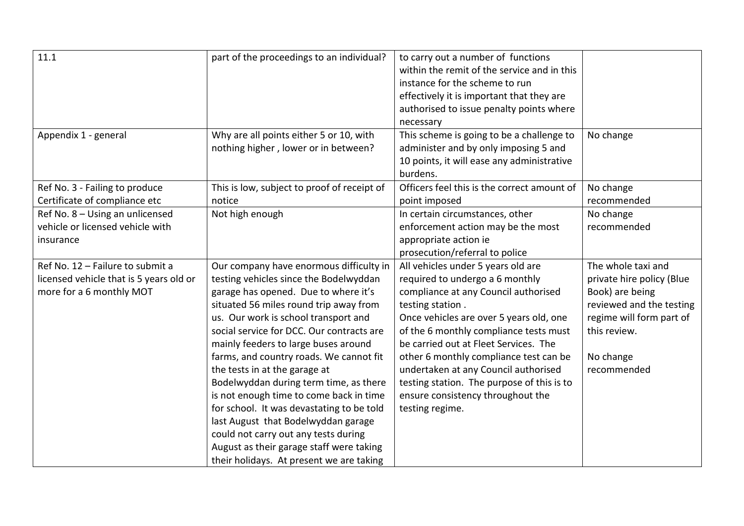| | | | |
|---|---|---|---|
| 11.1 | part of the proceedings to an individual? | to carry out a number of functions within the remit of the service and in this instance for the scheme to run effectively it is important that they are authorised to issue penalty points where necessary | |
| Appendix 1 - general | Why are all points either 5 or 10, with nothing higher , lower or in between? | This scheme is going to be a challenge to administer and by only imposing 5 and 10 points, it will ease any administrative burdens. | No change |
| Ref No. 3 - Failing to produce Certificate of compliance etc | This is low, subject to proof of receipt of notice | Officers feel this is the correct amount of point imposed | No change recommended |
| Ref No. 8 – Using an unlicensed vehicle or licensed vehicle with insurance | Not high enough | In certain circumstances, other enforcement action may be the most appropriate action ie prosecution/referral to police | No change recommended |
| Ref No. 12 – Failure to submit a licensed vehicle that is 5 years old or more for a 6 monthly MOT | Our company have enormous difficulty in testing vehicles since the Bodelwyddan garage has opened. Due to where it's situated 56 miles round trip away from us. Our work is school transport and social service for DCC. Our contracts are mainly feeders to large buses around farms, and country roads. We cannot fit the tests in at the garage at Bodelwyddan during term time, as there is not enough time to come back in time for school. It was devastating to be told last August that Bodelwyddan garage could not carry out any tests during August as their garage staff were taking their holidays. At present we are taking | All vehicles under 5 years old are required to undergo a 6 monthly compliance at any Council authorised testing station . Once vehicles are over 5 years old, one of the 6 monthly compliance tests must be carried out at Fleet Services. The other 6 monthly compliance test can be undertaken at any Council authorised testing station. The purpose of this is to ensure consistency throughout the testing regime. | The whole taxi and private hire policy (Blue Book) are being reviewed and the testing regime will form part of this review. No change recommended |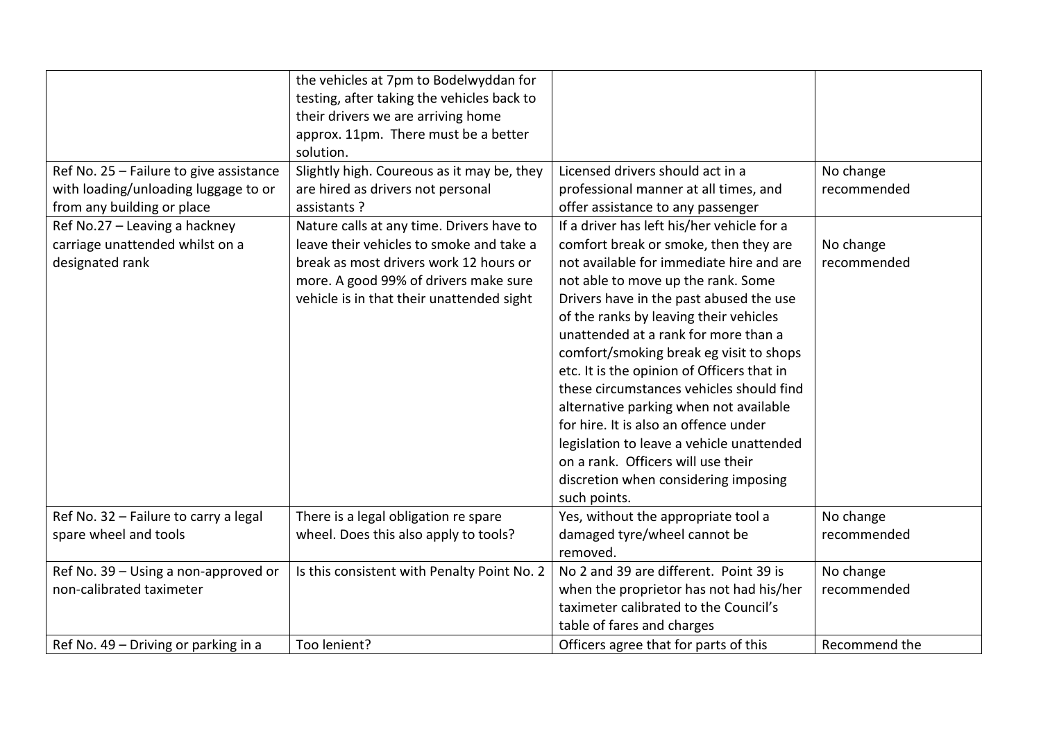| | | | |
|---|---|---|---|
| | the vehicles at 7pm to Bodelwyddan for testing, after taking the vehicles back to their drivers we are arriving home approx. 11pm. There must be a better solution. | | |
| Ref No. 25 – Failure to give assistance with loading/unloading luggage to or from any building or place | Slightly high. Coureous as it may be, they are hired as drivers not personal assistants ? | Licensed drivers should act in a professional manner at all times, and offer assistance to any passenger | No change recommended |
| Ref No.27 – Leaving a hackney carriage unattended whilst on a designated rank | Nature calls at any time. Drivers have to leave their vehicles to smoke and take a break as most drivers work 12 hours or more. A good 99% of drivers make sure vehicle is in that their unattended sight | If a driver has left his/her vehicle for a comfort break or smoke, then they are not available for immediate hire and are not able to move up the rank. Some Drivers have in the past abused the use of the ranks by leaving their vehicles unattended at a rank for more than a comfort/smoking break eg visit to shops etc. It is the opinion of Officers that in these circumstances vehicles should find alternative parking when not available for hire. It is also an offence under legislation to leave a vehicle unattended on a rank. Officers will use their discretion when considering imposing such points. | No change recommended |
| Ref No. 32 – Failure to carry a legal spare wheel and tools | There is a legal obligation re spare wheel. Does this also apply to tools? | Yes, without the appropriate tool a damaged tyre/wheel cannot be removed. | No change recommended |
| Ref No. 39 – Using a non-approved or non-calibrated taximeter | Is this consistent with Penalty Point No. 2 | No 2 and 39 are different. Point 39 is when the proprietor has not had his/her taximeter calibrated to the Council's table of fares and charges | No change recommended |
| Ref No. 49 – Driving or parking in a | Too lenient? | Officers agree that for parts of this | Recommend the |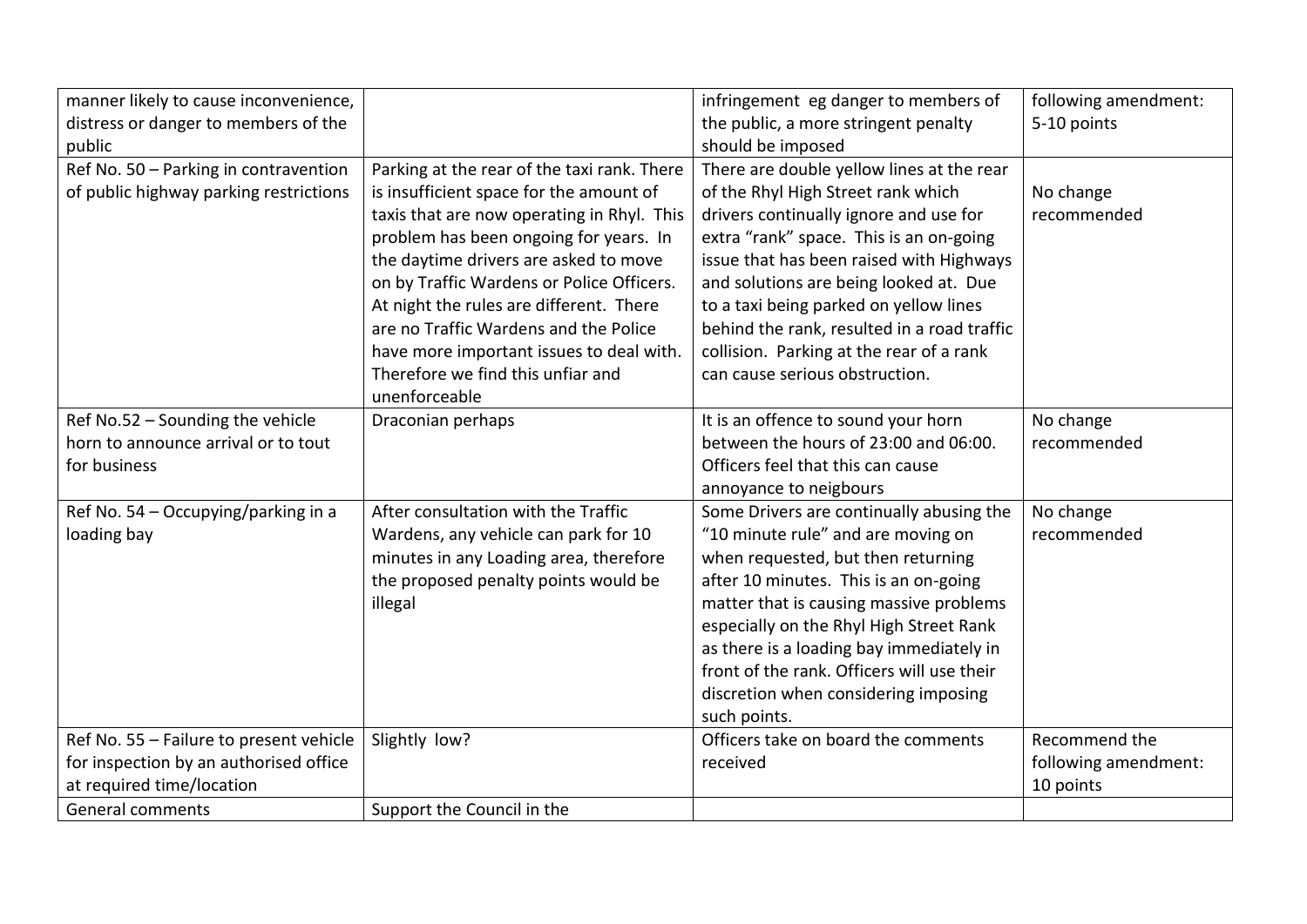| | | | |
|---|---|---|---|
| manner likely to cause inconvenience, distress or danger to members of the public | | infringement eg danger to members of the public, a more stringent penalty should be imposed | following amendment: 5-10 points |
| Ref No. 50 – Parking in contravention of public highway parking restrictions | Parking at the rear of the taxi rank. There is insufficient space for the amount of taxis that are now operating in Rhyl. This problem has been ongoing for years. In the daytime drivers are asked to move on by Traffic Wardens or Police Officers. At night the rules are different. There are no Traffic Wardens and the Police have more important issues to deal with. Therefore we find this unfiar and unenforceable | There are double yellow lines at the rear of the Rhyl High Street rank which drivers continually ignore and use for extra "rank" space. This is an on-going issue that has been raised with Highways and solutions are being looked at. Due to a taxi being parked on yellow lines behind the rank, resulted in a road traffic collision. Parking at the rear of a rank can cause serious obstruction. | No change recommended |
| Ref No.52 – Sounding the vehicle horn to announce arrival or to tout for business | Draconian perhaps | It is an offence to sound your horn between the hours of 23:00 and 06:00. Officers feel that this can cause annoyance to neigbours | No change recommended |
| Ref No. 54 – Occupying/parking in a loading bay | After consultation with the Traffic Wardens, any vehicle can park for 10 minutes in any Loading area, therefore the proposed penalty points would be illegal | Some Drivers are continually abusing the "10 minute rule" and are moving on when requested, but then returning after 10 minutes. This is an on-going matter that is causing massive problems especially on the Rhyl High Street Rank as there is a loading bay immediately in front of the rank. Officers will use their discretion when considering imposing such points. | No change recommended |
| Ref No. 55 – Failure to present vehicle for inspection by an authorised office at required time/location | Slightly low? | Officers take on board the comments received | Recommend the following amendment: 10 points |
| General comments | Support the Council in the | | |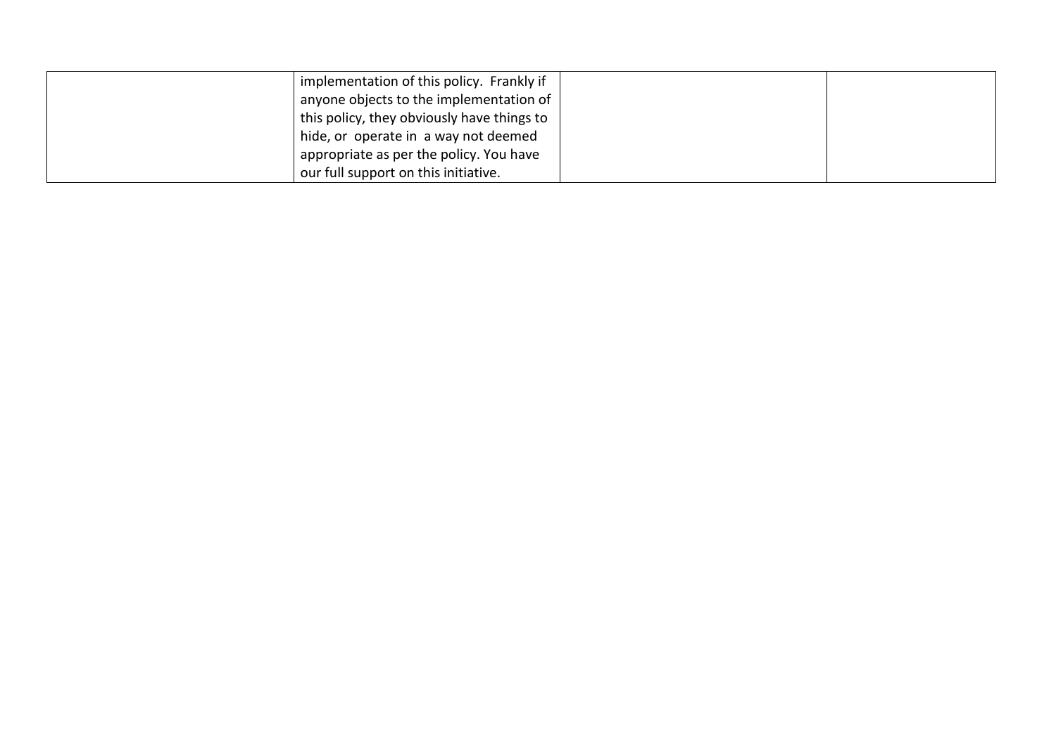| | | | |
|---|---|---|---|
| | implementation of this policy. Frankly if anyone objects to the implementation of this policy, they obviously have things to hide, or operate in a way not deemed appropriate as per the policy. You have our full support on this initiative. | | |